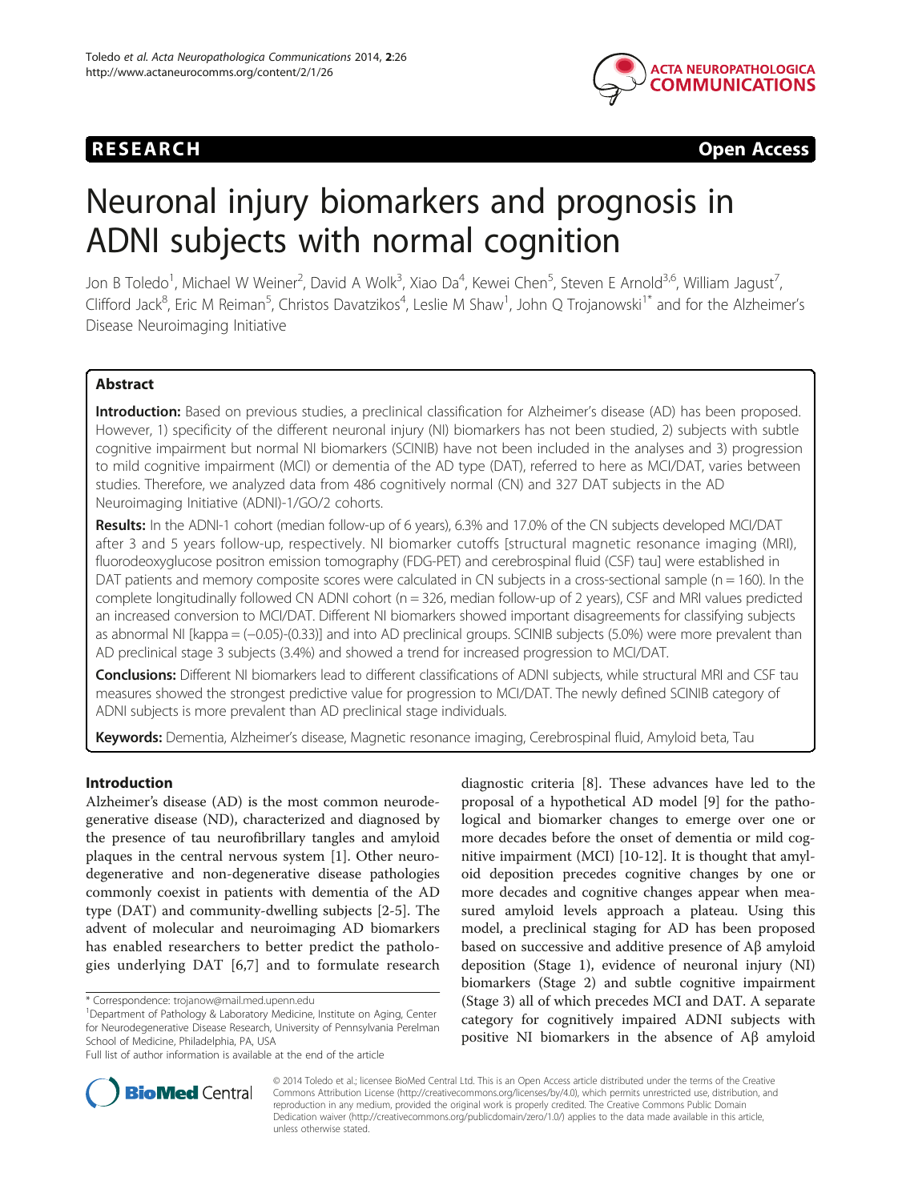RESEARCH Open Access

# Neuronal injury biomarkers and prognosis in ADNI subjects with normal cognition

Jon B Toledo[1], Michael W Weiner[2], David A Wolk[3], Xiao Da[4], Kewei Chen[5], Steven E Arnold[3,6], William Jagust[7], Clifford Jack[8], Eric M Reiman[5], Christos Davatzikos[4], Leslie M Shaw[1], John Q Trojanowski[1*] and for the Alzheimer's Disease Neuroimaging Initiative

## Abstract

**Introduction:** Based on previous studies, a preclinical classification for Alzheimer's disease (AD) has been proposed. However, 1) specificity of the different neuronal injury (NI) biomarkers has not been studied, 2) subjects with subtle cognitive impairment but normal NI biomarkers (SCINIB) have not been included in the analyses and 3) progression to mild cognitive impairment (MCI) or dementia of the AD type (DAT), referred to here as MCI/DAT, varies between studies. Therefore, we analyzed data from 486 cognitively normal (CN) and 327 DAT subjects in the AD Neuroimaging Initiative (ADNI)-1/GO/2 cohorts.

**Results:** In the ADNI-1 cohort (median follow-up of 6 years), 6.3% and 17.0% of the CN subjects developed MCI/DAT after 3 and 5 years follow-up, respectively. NI biomarker cutoffs [structural magnetic resonance imaging (MRI), fluorodeoxyglucose positron emission tomography (FDG-PET) and cerebrospinal fluid (CSF) tau] were established in DAT patients and memory composite scores were calculated in CN subjects in a cross-sectional sample (n = 160). In the complete longitudinally followed CN ADNI cohort (n = 326, median follow-up of 2 years), CSF and MRI values predicted an increased conversion to MCI/DAT. Different NI biomarkers showed important disagreements for classifying subjects as abnormal NI [kappa = (−0.05)-(0.33)] and into AD preclinical groups. SCINIB subjects (5.0%) were more prevalent than AD preclinical stage 3 subjects (3.4%) and showed a trend for increased progression to MCI/DAT.

**Conclusions:** Different NI biomarkers lead to different classifications of ADNI subjects, while structural MRI and CSF tau measures showed the strongest predictive value for progression to MCI/DAT. The newly defined SCINIB category of ADNI subjects is more prevalent than AD preclinical stage individuals.

**Keywords:** Dementia, Alzheimer's disease, Magnetic resonance imaging, Cerebrospinal fluid, Amyloid beta, Tau

## Introduction

Alzheimer's disease (AD) is the most common neurodegenerative disease (ND), characterized and diagnosed by the presence of tau neurofibrillary tangles and amyloid plaques in the central nervous system [1]. Other neurodegenerative and non-degenerative disease pathologies commonly coexist in patients with dementia of the AD type (DAT) and community-dwelling subjects [2-5]. The advent of molecular and neuroimaging AD biomarkers has enabled researchers to better predict the pathologies underlying DAT [6,7] and to formulate research diagnostic criteria [8]. These advances have led to the proposal of a hypothetical AD model [9] for the pathological and biomarker changes to emerge over one or more decades before the onset of dementia or mild cognitive impairment (MCI) [10-12]. It is thought that amyloid deposition precedes cognitive changes by one or more decades and cognitive changes appear when measured amyloid levels approach a plateau. Using this model, a preclinical staging for AD has been proposed based on successive and additive presence of Aβ amyloid deposition (Stage 1), evidence of neuronal injury (NI) biomarkers (Stage 2) and subtle cognitive impairment (Stage 3) all of which precedes MCI and DAT. A separate category for cognitively impaired ADNI subjects with positive NI biomarkers in the absence of Aβ amyloid

\* Correspondence: trojanow@mail.med.upenn.edu
[1]Department of Pathology & Laboratory Medicine, Institute on Aging, Center for Neurodegenerative Disease Research, University of Pennsylvania Perelman School of Medicine, Philadelphia, PA, USA
Full list of author information is available at the end of the article

© 2014 Toledo et al.; licensee BioMed Central Ltd. This is an Open Access article distributed under the terms of the Creative Commons Attribution License (http://creativecommons.org/licenses/by/4.0), which permits unrestricted use, distribution, and reproduction in any medium, provided the original work is properly credited. The Creative Commons Public Domain Dedication waiver (http://creativecommons.org/publicdomain/zero/1.0/) applies to the data made available in this article, unless otherwise stated.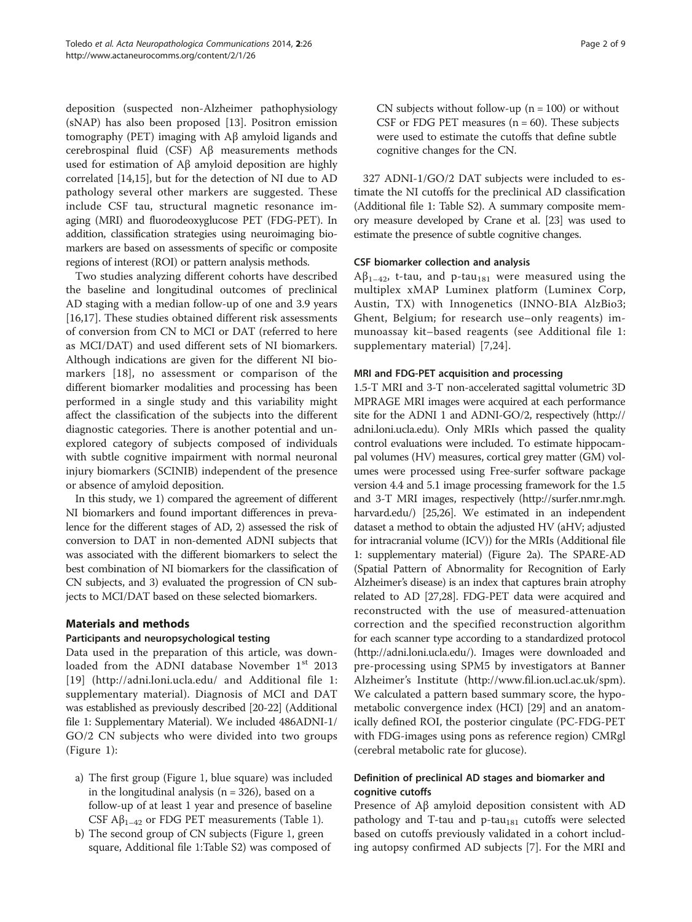deposition (suspected non-Alzheimer pathophysiology (sNAP) has also been proposed [13]. Positron emission tomography (PET) imaging with Aβ amyloid ligands and cerebrospinal fluid (CSF) Aβ measurements methods used for estimation of Aβ amyloid deposition are highly correlated [14,15], but for the detection of NI due to AD pathology several other markers are suggested. These include CSF tau, structural magnetic resonance imaging (MRI) and fluorodeoxyglucose PET (FDG-PET). In addition, classification strategies using neuroimaging biomarkers are based on assessments of specific or composite regions of interest (ROI) or pattern analysis methods.

Two studies analyzing different cohorts have described the baseline and longitudinal outcomes of preclinical AD staging with a median follow-up of one and 3.9 years [16,17]. These studies obtained different risk assessments of conversion from CN to MCI or DAT (referred to here as MCI/DAT) and used different sets of NI biomarkers. Although indications are given for the different NI biomarkers [18], no assessment or comparison of the different biomarker modalities and processing has been performed in a single study and this variability might affect the classification of the subjects into the different diagnostic categories. There is another potential and unexplored category of subjects composed of individuals with subtle cognitive impairment with normal neuronal injury biomarkers (SCINIB) independent of the presence or absence of amyloid deposition.

In this study, we 1) compared the agreement of different NI biomarkers and found important differences in prevalence for the different stages of AD, 2) assessed the risk of conversion to DAT in non-demented ADNI subjects that was associated with the different biomarkers to select the best combination of NI biomarkers for the classification of CN subjects, and 3) evaluated the progression of CN subjects to MCI/DAT based on these selected biomarkers.

## Materials and methods

### Participants and neuropsychological testing

Data used in the preparation of this article, was downloaded from the ADNI database November 1st 2013 [19] (http://adni.loni.ucla.edu/ and Additional file 1: supplementary material). Diagnosis of MCI and DAT was established as previously described [20-22] (Additional file 1: Supplementary Material). We included 486ADNI-1/GO/2 CN subjects who were divided into two groups (Figure 1):

a) The first group (Figure 1, blue square) was included in the longitudinal analysis (n = 326), based on a follow-up of at least 1 year and presence of baseline CSF $A\beta_{1-42}$ or FDG PET measurements (Table 1).
b) The second group of CN subjects (Figure 1, green square, Additional file 1:Table S2) was composed of CN subjects without follow-up (n = 100) or without CSF or FDG PET measures (n = 60). These subjects were used to estimate the cutoffs that define subtle cognitive changes for the CN.

327 ADNI-1/GO/2 DAT subjects were included to estimate the NI cutoffs for the preclinical AD classification (Additional file 1: Table S2). A summary composite memory measure developed by Crane et al. [23] was used to estimate the presence of subtle cognitive changes.

### CSF biomarker collection and analysis

$A\beta_{1-42}$, t-tau, and p-$tau_{181}$ were measured using the multiplex xMAP Luminex platform (Luminex Corp, Austin, TX) with Innogenetics (INNO-BIA AlzBio3; Ghent, Belgium; for research use–only reagents) immunoassay kit–based reagents (see Additional file 1: supplementary material) [7,24].

### MRI and FDG-PET acquisition and processing

1.5-T MRI and 3-T non-accelerated sagittal volumetric 3D MPRAGE MRI images were acquired at each performance site for the ADNI 1 and ADNI-GO/2, respectively (http://adni.loni.ucla.edu). Only MRIs which passed the quality control evaluations were included. To estimate hippocampal volumes (HV) measures, cortical grey matter (GM) volumes were processed using Free-surfer software package version 4.4 and 5.1 image processing framework for the 1.5 and 3-T MRI images, respectively (http://surfer.nmr.mgh.harvard.edu/) [25,26]. We estimated in an independent dataset a method to obtain the adjusted HV (aHV; adjusted for intracranial volume (ICV)) for the MRIs (Additional file 1: supplementary material) (Figure 2a). The SPARE-AD (Spatial Pattern of Abnormality for Recognition of Early Alzheimer's disease) is an index that captures brain atrophy related to AD [27,28]. FDG-PET data were acquired and reconstructed with the use of measured-attenuation correction and the specified reconstruction algorithm for each scanner type according to a standardized protocol (http://adni.loni.ucla.edu/). Images were downloaded and pre-processing using SPM5 by investigators at Banner Alzheimer's Institute (http://www.fil.ion.ucl.ac.uk/spm). We calculated a pattern based summary score, the hypometabolic convergence index (HCI) [29] and an anatomically defined ROI, the posterior cingulate (PC-FDG-PET with FDG-images using pons as reference region) CMRgl (cerebral metabolic rate for glucose).

### Definition of preclinical AD stages and biomarker and cognitive cutoffs

Presence of Aβ amyloid deposition consistent with AD pathology and T-tau and p-$tau_{181}$ cutoffs were selected based on cutoffs previously validated in a cohort including autopsy confirmed AD subjects [7]. For the MRI and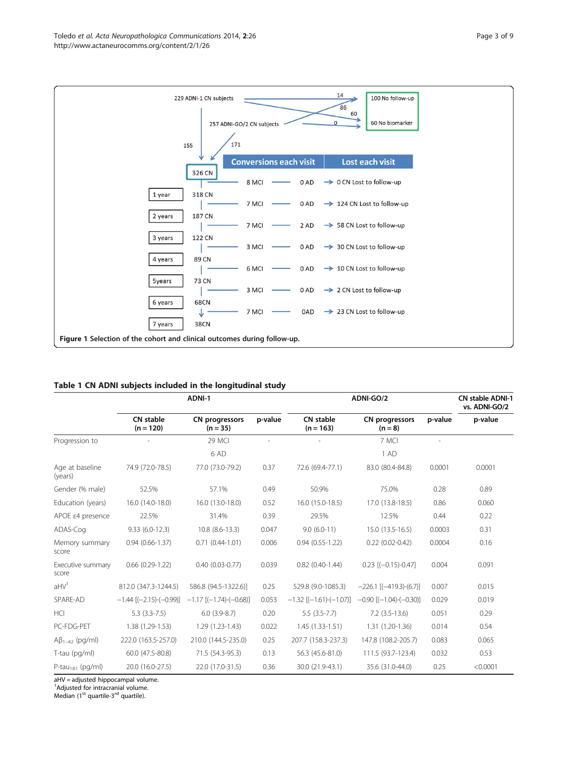Figure 1 Selection of the cohort and clinical outcomes during follow-up.

**Table 1 CN ADNI subjects included in the longitudinal study**

| | ADNI-1 | | | ADNI-GO/2 | | | CN stable ADNI-1 vs. ADNI-GO/2 |
|---|---|---|---|---|---|---|---|
| | CN stable (n = 120) | CN progressors (n = 35) | p-value | CN stable (n = 163) | CN progressors (n = 8) | p-value | p-value |
| Progression to | - | 29 MCI | - | - | 7 MCI | - | |
| | | 6 AD | | | 1 AD | | |
| Age at baseline (years) | 74.9 (72.0-78.5) | 77.0 (73.0-79.2) | 0.37 | 72.6 (69.4-77.1) | 83.0 (80.4-84.8) | 0.0001 | 0.0001 |
| Gender (% male) | 52.5% | 57.1% | 0.49 | 50.9% | 75.0% | 0.28 | 0.89 |
| Education (years) | 16.0 (14.0-18.0) | 16.0 (13.0-18.0) | 0.52 | 16.0 (15.0-18.5) | 17.0 (13.8-18.5) | 0.86 | 0.060 |
| APOE ε4 presence | 22.5% | 31.4% | 0.39 | 29.5% | 12.5% | 0.44 | 0.22 |
| ADAS-Cog | 9.33 (6.0-12.3) | 10.8 (8.6-13.3) | 0.047 | 9.0 (6.0-11) | 15.0 (13.5-16.5) | 0.0003 | 0.31 |
| Memory summary score | 0.94 (0.66-1.37) | 0.71 (0.44-1.01) | 0.006 | 0.94 (0.55-1.22) | 0.22 (0.02-0.42) | 0.0004 | 0.16 |
| Executive summary score | 0.66 (0.29-1.22) | 0.40 (0.03-0.77) | 0.039 | 0.82 (0.40-1.44) | 0.23 [(−0.15)-0.47] | 0.004 | 0.091 |
| aHV[1] | 812.0 (347.3-1244.5) | 586.8 (94.5-1322.6)] | 0.25 | 529.8 (9.0-1085.3) | −226.1 [(−419.3)-(6.7)] | 0.007 | 0.015 |
| SPARE-AD | −1.44 [(−2.15)-(−0.99)] | −1.17 [(−1.74)-(−0.68)] | 0.053 | −1.32 [(−1.61)-(−1.07)] | −0.90 [(−1.04)-(−0.30)] | 0.029 | 0.019 |
| HCI | 5.3 (3.3-7.5) | 6.0 (3.9-8.7) | 0.20 | 5.5 (3.5-7.7) | 7.2 (3.5-13.6) | 0.051 | 0.29 |
| PC-FDG-PET | 1.38 (1.29-1.53) | 1.29 (1.23-1.43) | 0.022 | 1.45 (1.33-1.51) | 1.31 (1.20-1.36) | 0.014 | 0.54 |
| $A\beta_{1-42}$ (pg/ml) | 222.0 (163.5-257.0) | 210.0 (144.5-235.0) | 0.25 | 207.7 (158.3-237.3) | 147.8 (108.2-205.7) | 0.083 | 0.065 |
| T-tau (pg/ml) | 60.0 (47.5-80.8) | 71.5 (54.3-95.3) | 0.13 | 56.3 (45.6-81.0) | 111.5 (93.7-123.4) | 0.032 | 0.53 |
| $P\text{-tau}_{181}$ (pg/ml) | 20.0 (16.0-27.5) | 22.0 (17.0-31.5) | 0.36 | 30.0 (21.9-43.1) | 35.6 (31.0-44.0) | 0.25 | <0.0001 |

aHV = adjusted hippocampal volume.
[1]Adjusted for intracranial volume.
Median (1st quartile-3rd quartile).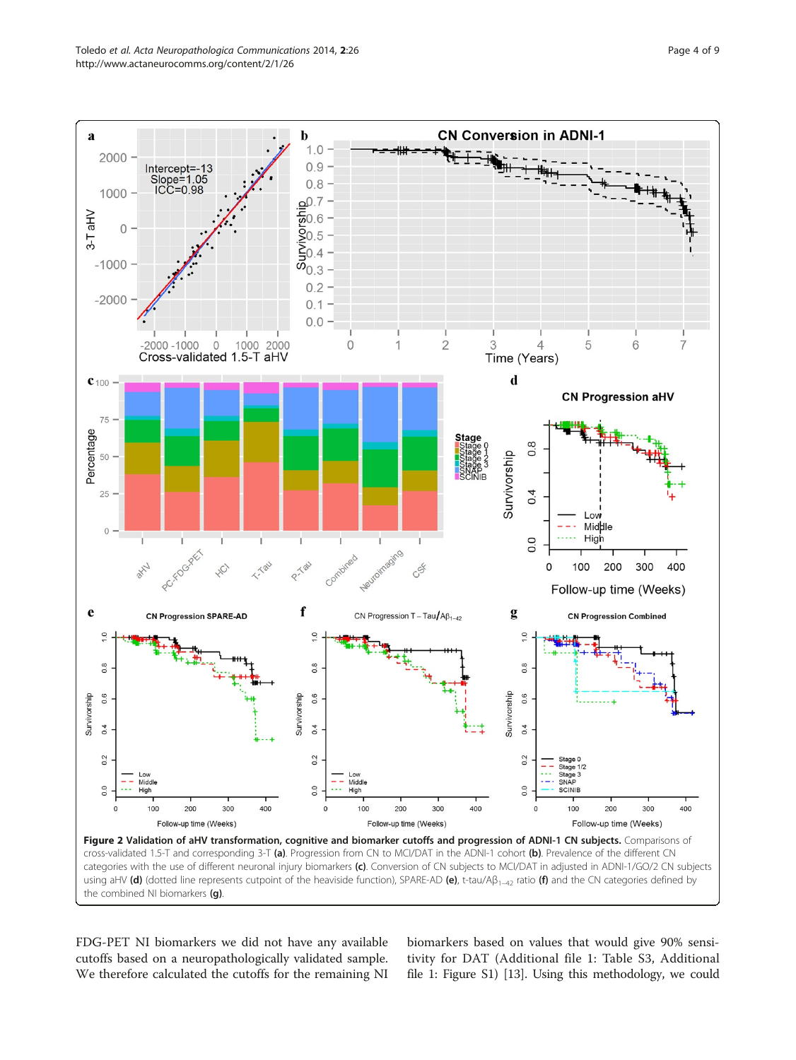**Figure 2 Validation of aHV transformation, cognitive and biomarker cutoffs and progression of ADNI-1 CN subjects.** Comparisons of cross-validated 1.5-T and corresponding 3-T **(a)**. Progression from CN to MCI/DAT in the ADNI-1 cohort **(b)**. Prevalence of the different CN categories with the use of different neuronal injury biomarkers **(c)**. Conversion of CN subjects to MCI/DAT in adjusted in ADNI-1/GO/2 CN subjects using aHV **(d)** (dotted line represents cutpoint of the heaviside function), SPARE-AD **(e)**, t-tau/A$\beta_{1-42}$ ratio **(f)** and the CN categories defined by the combined NI biomarkers **(g)**.

FDG-PET NI biomarkers we did not have any available cutoffs based on a neuropathologically validated sample. We therefore calculated the cutoffs for the remaining NI biomarkers based on values that would give 90% sensitivity for DAT (Additional file 1: Table S3, Additional file 1: Figure S1) [13]. Using this methodology, we could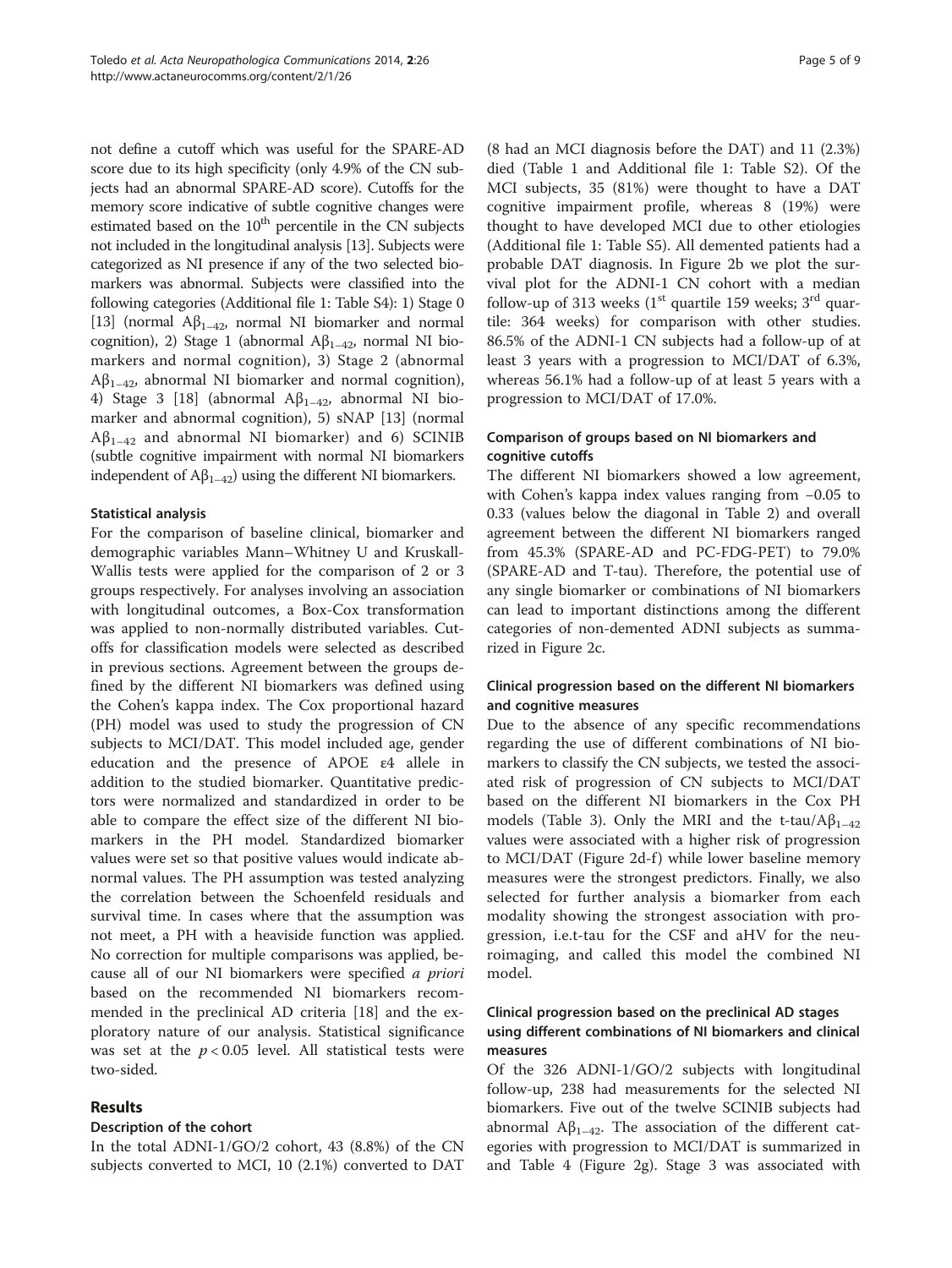not define a cutoff which was useful for the SPARE-AD score due to its high specificity (only 4.9% of the CN subjects had an abnormal SPARE-AD score). Cutoffs for the memory score indicative of subtle cognitive changes were estimated based on the $10^{th}$ percentile in the CN subjects not included in the longitudinal analysis [13]. Subjects were categorized as NI presence if any of the two selected biomarkers was abnormal. Subjects were classified into the following categories (Additional file 1: Table S4): 1) Stage 0 [13] (normal $A\beta_{1-42}$, normal NI biomarker and normal cognition), 2) Stage 1 (abnormal $A\beta_{1-42}$, normal NI biomarkers and normal cognition), 3) Stage 2 (abnormal $A\beta_{1-42}$, abnormal NI biomarker and normal cognition), 4) Stage 3 [18] (abnormal $A\beta_{1-42}$, abnormal NI biomarker and abnormal cognition), 5) sNAP [13] (normal $A\beta_{1-42}$ and abnormal NI biomarker) and 6) SCINIB (subtle cognitive impairment with normal NI biomarkers independent of $A\beta_{1-42}$) using the different NI biomarkers.

### Statistical analysis

For the comparison of baseline clinical, biomarker and demographic variables Mann–Whitney U and Kruskall-Wallis tests were applied for the comparison of 2 or 3 groups respectively. For analyses involving an association with longitudinal outcomes, a Box-Cox transformation was applied to non-normally distributed variables. Cutoffs for classification models were selected as described in previous sections. Agreement between the groups defined by the different NI biomarkers was defined using the Cohen's kappa index. The Cox proportional hazard (PH) model was used to study the progression of CN subjects to MCI/DAT. This model included age, gender education and the presence of APOE ε4 allele in addition to the studied biomarker. Quantitative predictors were normalized and standardized in order to be able to compare the effect size of the different NI biomarkers in the PH model. Standardized biomarker values were set so that positive values would indicate abnormal values. The PH assumption was tested analyzing the correlation between the Schoenfeld residuals and survival time. In cases where that the assumption was not meet, a PH with a heaviside function was applied. No correction for multiple comparisons was applied, because all of our NI biomarkers were specified *a priori* based on the recommended NI biomarkers recommended in the preclinical AD criteria [18] and the exploratory nature of our analysis. Statistical significance was set at the $p < 0.05$ level. All statistical tests were two-sided.

## Results

### Description of the cohort

In the total ADNI-1/GO/2 cohort, 43 (8.8%) of the CN subjects converted to MCI, 10 (2.1%) converted to DAT (8 had an MCI diagnosis before the DAT) and 11 (2.3%) died (Table 1 and Additional file 1: Table S2). Of the MCI subjects, 35 (81%) were thought to have a DAT cognitive impairment profile, whereas 8 (19%) were thought to have developed MCI due to other etiologies (Additional file 1: Table S5). All demented patients had a probable DAT diagnosis. In Figure 2b we plot the survival plot for the ADNI-1 CN cohort with a median follow-up of 313 weeks ($1^{st}$ quartile 159 weeks; $3^{rd}$ quartile: 364 weeks) for comparison with other studies. 86.5% of the ADNI-1 CN subjects had a follow-up of at least 3 years with a progression to MCI/DAT of 6.3%, whereas 56.1% had a follow-up of at least 5 years with a progression to MCI/DAT of 17.0%.

### Comparison of groups based on NI biomarkers and cognitive cutoffs

The different NI biomarkers showed a low agreement, with Cohen's kappa index values ranging from −0.05 to 0.33 (values below the diagonal in Table 2) and overall agreement between the different NI biomarkers ranged from 45.3% (SPARE-AD and PC-FDG-PET) to 79.0% (SPARE-AD and T-tau). Therefore, the potential use of any single biomarker or combinations of NI biomarkers can lead to important distinctions among the different categories of non-demented ADNI subjects as summarized in Figure 2c.

### Clinical progression based on the different NI biomarkers and cognitive measures

Due to the absence of any specific recommendations regarding the use of different combinations of NI biomarkers to classify the CN subjects, we tested the associated risk of progression of CN subjects to MCI/DAT based on the different NI biomarkers in the Cox PH models (Table 3). Only the MRI and the t-tau/$A\beta_{1-42}$ values were associated with a higher risk of progression to MCI/DAT (Figure 2d-f) while lower baseline memory measures were the strongest predictors. Finally, we also selected for further analysis a biomarker from each modality showing the strongest association with progression, i.e.t-tau for the CSF and aHV for the neuroimaging, and called this model the combined NI model.

### Clinical progression based on the preclinical AD stages using different combinations of NI biomarkers and clinical measures

Of the 326 ADNI-1/GO/2 subjects with longitudinal follow-up, 238 had measurements for the selected NI biomarkers. Five out of the twelve SCINIB subjects had abnormal $A\beta_{1-42}$. The association of the different categories with progression to MCI/DAT is summarized in and Table 4 (Figure 2g). Stage 3 was associated with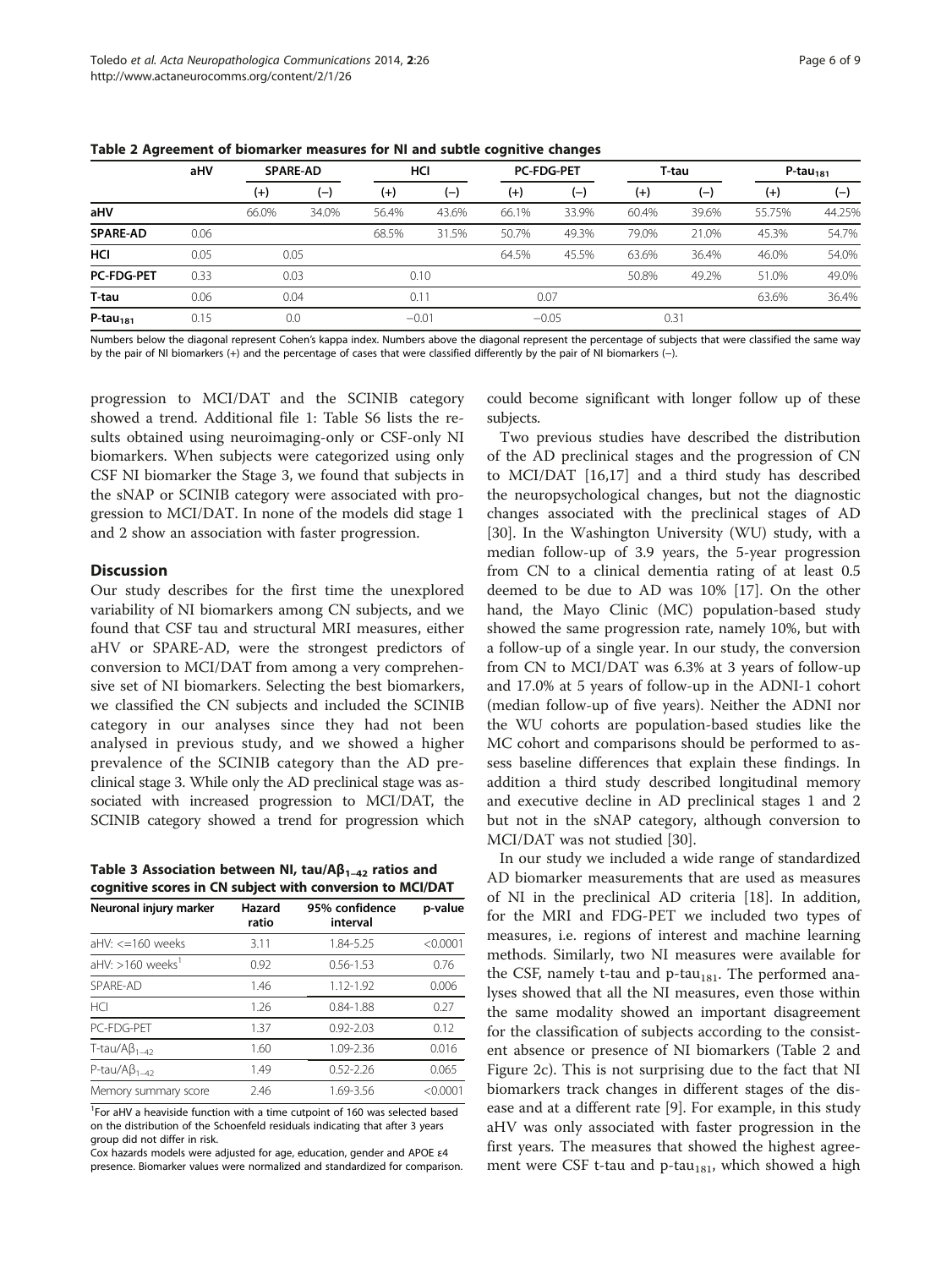**Table 2 Agreement of biomarker measures for NI and subtle cognitive changes**

| | aHV | SPARE-AD | | HCI | | PC-FDG-PET | | T-tau | | $P\text{-tau}_{181}$ | |
|---|---|---|---|---|---|---|---|---|---|---|---|
| | | (+) | (−) | (+) | (−) | (+) | (−) | (+) | (−) | (+) | (−) |
| **aHV** | | 66.0% | 34.0% | 56.4% | 43.6% | 66.1% | 33.9% | 60.4% | 39.6% | 55.75% | 44.25% |
| **SPARE-AD** | 0.06 | | | 68.5% | 31.5% | 50.7% | 49.3% | 79.0% | 21.0% | 45.3% | 54.7% |
| **HCI** | 0.05 | 0.05 | | | | 64.5% | 45.5% | 63.6% | 36.4% | 46.0% | 54.0% |
| **PC-FDG-PET** | 0.33 | 0.03 | | 0.10 | | | | 50.8% | 49.2% | 51.0% | 49.0% |
| **T-tau** | 0.06 | 0.04 | | 0.11 | | 0.07 | | | | 63.6% | 36.4% |
| **$P\text{-tau}_{181}$** | 0.15 | 0.0 | | −0.01 | | −0.05 | | 0.31 | | | |

Numbers below the diagonal represent Cohen's kappa index. Numbers above the diagonal represent the percentage of subjects that were classified the same way by the pair of NI biomarkers (+) and the percentage of cases that were classified differently by the pair of NI biomarkers (−).

progression to MCI/DAT and the SCINIB category showed a trend. Additional file 1: Table S6 lists the results obtained using neuroimaging-only or CSF-only NI biomarkers. When subjects were categorized using only CSF NI biomarker the Stage 3, we found that subjects in the sNAP or SCINIB category were associated with progression to MCI/DAT. In none of the models did stage 1 and 2 show an association with faster progression.

## Discussion

Our study describes for the first time the unexplored variability of NI biomarkers among CN subjects, and we found that CSF tau and structural MRI measures, either aHV or SPARE-AD, were the strongest predictors of conversion to MCI/DAT from among a very comprehensive set of NI biomarkers. Selecting the best biomarkers, we classified the CN subjects and included the SCINIB category in our analyses since they had not been analysed in previous study, and we showed a higher prevalence of the SCINIB category than the AD preclinical stage 3. While only the AD preclinical stage was associated with increased progression to MCI/DAT, the SCINIB category showed a trend for progression which could become significant with longer follow up of these subjects.

**Table 3 Association between NI, tau/$A\beta_{1-42}$ ratios and cognitive scores in CN subject with conversion to MCI/DAT**

| Neuronal injury marker | Hazard ratio | 95% confidence interval | p-value |
|---|---|---|---|
| aHV: <=160 weeks | 3.11 | 1.84-5.25 | <0.0001 |
| aHV: >160 weeks[1] | 0.92 | 0.56-1.53 | 0.76 |
| SPARE-AD | 1.46 | 1.12-1.92 | 0.006 |
| HCI | 1.26 | 0.84-1.88 | 0.27 |
| PC-FDG-PET | 1.37 | 0.92-2.03 | 0.12 |
| T-tau/$A\beta_{1-42}$ | 1.60 | 1.09-2.36 | 0.016 |
| P-tau/$A\beta_{1-42}$ | 1.49 | 0.52-2.26 | 0.065 |
| Memory summary score | 2.46 | 1.69-3.56 | <0.0001 |

[1]For aHV a heaviside function with a time cutpoint of 160 was selected based on the distribution of the Schoenfeld residuals indicating that after 3 years group did not differ in risk.
Cox hazards models were adjusted for age, education, gender and APOE ε4 presence. Biomarker values were normalized and standardized for comparison.

Two previous studies have described the distribution of the AD preclinical stages and the progression of CN to MCI/DAT [16,17] and a third study has described the neuropsychological changes, but not the diagnostic changes associated with the preclinical stages of AD [30]. In the Washington University (WU) study, with a median follow-up of 3.9 years, the 5-year progression from CN to a clinical dementia rating of at least 0.5 deemed to be due to AD was 10% [17]. On the other hand, the Mayo Clinic (MC) population-based study showed the same progression rate, namely 10%, but with a follow-up of a single year. In our study, the conversion from CN to MCI/DAT was 6.3% at 3 years of follow-up and 17.0% at 5 years of follow-up in the ADNI-1 cohort (median follow-up of five years). Neither the ADNI nor the WU cohorts are population-based studies like the MC cohort and comparisons should be performed to assess baseline differences that explain these findings. In addition a third study described longitudinal memory and executive decline in AD preclinical stages 1 and 2 but not in the sNAP category, although conversion to MCI/DAT was not studied [30].

In our study we included a wide range of standardized AD biomarker measurements that are used as measures of NI in the preclinical AD criteria [18]. In addition, for the MRI and FDG-PET we included two types of measures, i.e. regions of interest and machine learning methods. Similarly, two NI measures were available for the CSF, namely t-tau and $\text{p-tau}_{181}$. The performed analyses showed that all the NI measures, even those within the same modality showed an important disagreement for the classification of subjects according to the consistent absence or presence of NI biomarkers (Table 2 and Figure 2c). This is not surprising due to the fact that NI biomarkers track changes in different stages of the disease and at a different rate [9]. For example, in this study aHV was only associated with faster progression in the first years. The measures that showed the highest agreement were CSF t-tau and $\text{p-tau}_{181}$, which showed a high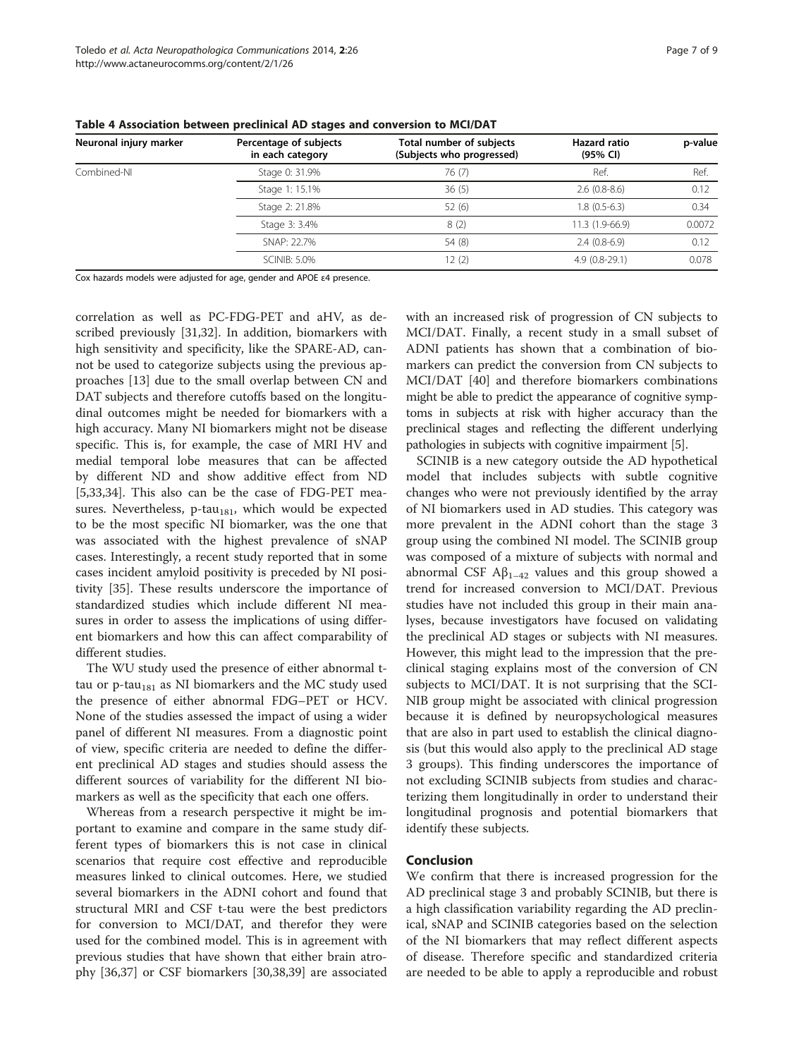**Table 4 Association between preclinical AD stages and conversion to MCI/DAT**

| Neuronal injury marker | Percentage of subjects in each category | Total number of subjects (Subjects who progressed) | Hazard ratio (95% CI) | p-value |
|---|---|---|---|---|
| Combined-NI | Stage 0: 31.9% | 76 (7) | Ref. | Ref. |
| | Stage 1: 15.1% | 36 (5) | 2.6 (0.8-8.6) | 0.12 |
| | Stage 2: 21.8% | 52 (6) | 1.8 (0.5-6.3) | 0.34 |
| | Stage 3: 3.4% | 8 (2) | 11.3 (1.9-66.9) | 0.0072 |
| | SNAP: 22.7% | 54 (8) | 2.4 (0.8-6.9) | 0.12 |
| | SCINIB: 5.0% | 12 (2) | 4.9 (0.8-29.1) | 0.078 |

Cox hazards models were adjusted for age, gender and APOE ε4 presence.

correlation as well as PC-FDG-PET and aHV, as described previously [31,32]. In addition, biomarkers with high sensitivity and specificity, like the SPARE-AD, cannot be used to categorize subjects using the previous approaches [13] due to the small overlap between CN and DAT subjects and therefore cutoffs based on the longitudinal outcomes might be needed for biomarkers with a high accuracy. Many NI biomarkers might not be disease specific. This is, for example, the case of MRI HV and medial temporal lobe measures that can be affected by different ND and show additive effect from ND [5,33,34]. This also can be the case of FDG-PET measures. Nevertheless, p-tau$_{181}$, which would be expected to be the most specific NI biomarker, was the one that was associated with the highest prevalence of sNAP cases. Interestingly, a recent study reported that in some cases incident amyloid positivity is preceded by NI positivity [35]. These results underscore the importance of standardized studies which include different NI measures in order to assess the implications of using different biomarkers and how this can affect comparability of different studies.

The WU study used the presence of either abnormal t-tau or p-tau$_{181}$ as NI biomarkers and the MC study used the presence of either abnormal FDG–PET or HCV. None of the studies assessed the impact of using a wider panel of different NI measures. From a diagnostic point of view, specific criteria are needed to define the different preclinical AD stages and studies should assess the different sources of variability for the different NI biomarkers as well as the specificity that each one offers.

Whereas from a research perspective it might be important to examine and compare in the same study different types of biomarkers this is not case in clinical scenarios that require cost effective and reproducible measures linked to clinical outcomes. Here, we studied several biomarkers in the ADNI cohort and found that structural MRI and CSF t-tau were the best predictors for conversion to MCI/DAT, and therefor they were used for the combined model. This is in agreement with previous studies that have shown that either brain atrophy [36,37] or CSF biomarkers [30,38,39] are associated with an increased risk of progression of CN subjects to MCI/DAT. Finally, a recent study in a small subset of ADNI patients has shown that a combination of biomarkers can predict the conversion from CN subjects to MCI/DAT [40] and therefore biomarkers combinations might be able to predict the appearance of cognitive symptoms in subjects at risk with higher accuracy than the preclinical stages and reflecting the different underlying pathologies in subjects with cognitive impairment [5].

SCINIB is a new category outside the AD hypothetical model that includes subjects with subtle cognitive changes who were not previously identified by the array of NI biomarkers used in AD studies. This category was more prevalent in the ADNI cohort than the stage 3 group using the combined NI model. The SCINIB group was composed of a mixture of subjects with normal and abnormal CSF A$\beta_{1-42}$ values and this group showed a trend for increased conversion to MCI/DAT. Previous studies have not included this group in their main analyses, because investigators have focused on validating the preclinical AD stages or subjects with NI measures. However, this might lead to the impression that the preclinical staging explains most of the conversion of CN subjects to MCI/DAT. It is not surprising that the SCINIB group might be associated with clinical progression because it is defined by neuropsychological measures that are also in part used to establish the clinical diagnosis (but this would also apply to the preclinical AD stage 3 groups). This finding underscores the importance of not excluding SCINIB subjects from studies and characterizing them longitudinally in order to understand their longitudinal prognosis and potential biomarkers that identify these subjects.

## Conclusion

We confirm that there is increased progression for the AD preclinical stage 3 and probably SCINIB, but there is a high classification variability regarding the AD preclinical, sNAP and SCINIB categories based on the selection of the NI biomarkers that may reflect different aspects of disease. Therefore specific and standardized criteria are needed to be able to apply a reproducible and robust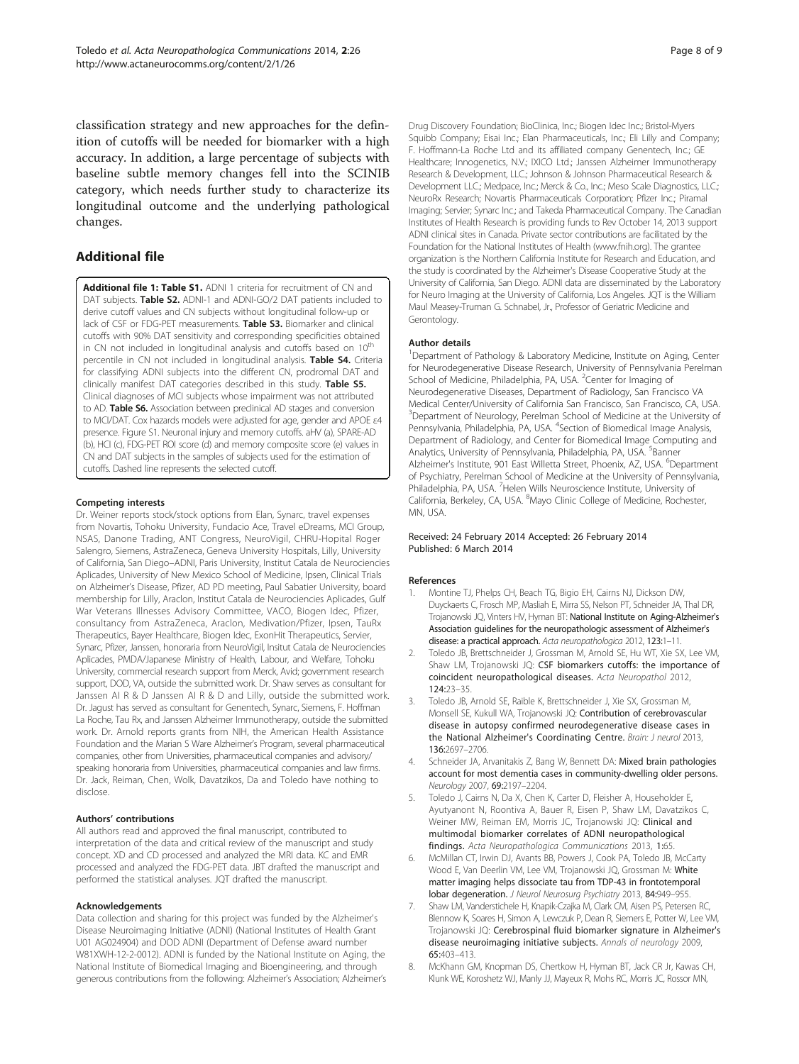classification strategy and new approaches for the definition of cutoffs will be needed for biomarker with a high accuracy. In addition, a large percentage of subjects with baseline subtle memory changes fell into the SCINIB category, which needs further study to characterize its longitudinal outcome and the underlying pathological changes.

## Additional file

**Additional file 1: Table S1.** ADNI 1 criteria for recruitment of CN and DAT subjects. **Table S2.** ADNI-1 and ADNI-GO/2 DAT patients included to derive cutoff values and CN subjects without longitudinal follow-up or lack of CSF or FDG-PET measurements. **Table S3.** Biomarker and clinical cutoffs with 90% DAT sensitivity and corresponding specificities obtained in CN not included in longitudinal analysis and cutoffs based on 10th percentile in CN not included in longitudinal analysis. **Table S4.** Criteria for classifying ADNI subjects into the different CN, prodromal DAT and clinically manifest DAT categories described in this study. **Table S5.** Clinical diagnoses of MCI subjects whose impairment was not attributed to AD. **Table S6.** Association between preclinical AD stages and conversion to MCI/DAT. Cox hazards models were adjusted for age, gender and APOE ε4 presence. Figure S1. Neuronal injury and memory cutoffs. aHV (a), SPARE-AD (b), HCI (c), FDG-PET ROI score (d) and memory composite score (e) values in CN and DAT subjects in the samples of subjects used for the estimation of cutoffs. Dashed line represents the selected cutoff.

### Competing interests

Dr. Weiner reports stock/stock options from Elan, Synarc, travel expenses from Novartis, Tohoku University, Fundacio Ace, Travel eDreams, MCI Group, NSAS, Danone Trading, ANT Congress, NeuroVigil, CHRU-Hopital Roger Salengro, Siemens, AstraZeneca, Geneva University Hospitals, Lilly, University of California, San Diego–ADNI, Paris University, Institut Catala de Neurociencies Aplicades, University of New Mexico School of Medicine, Ipsen, Clinical Trials on Alzheimer's Disease, Pfizer, AD PD meeting, Paul Sabatier University, board membership for Lilly, Araclon, Institut Catala de Neurociencies Aplicades, Gulf War Veterans Illnesses Advisory Committee, VACO, Biogen Idec, Pfizer, consultancy from AstraZeneca, Araclon, Medivation/Pfizer, Ipsen, TauRx Therapeutics, Bayer Healthcare, Biogen Idec, ExonHit Therapeutics, Servier, Synarc, Pfizer, Janssen, honoraria from NeuroVigil, Insitut Catala de Neurociencies Aplicades, PMDA/Japanese Ministry of Health, Labour, and Welfare, Tohoku University, commercial research support from Merck, Avid; government research support, DOD, VA, outside the submitted work. Dr. Shaw serves as consultant for Janssen AI R & D Janssen AI R & D and Lilly, outside the submitted work. Dr. Jagust has served as consultant for Genentech, Synarc, Siemens, F. Hoffman La Roche, Tau Rx, and Janssen Alzheimer Immunotherapy, outside the submitted work. Dr. Arnold reports grants from NIH, the American Health Assistance Foundation and the Marian S Ware Alzheimer's Program, several pharmaceutical companies, other from Universities, pharmaceutical companies and advisory/speaking honoraria from Universities, pharmaceutical companies and law firms. Dr. Jack, Reiman, Chen, Wolk, Davatzikos, Da and Toledo have nothing to disclose.

### Authors' contributions

All authors read and approved the final manuscript, contributed to interpretation of the data and critical review of the manuscript and study concept. XD and CD processed and analyzed the MRI data. KC and EMR processed and analyzed the FDG-PET data. JBT drafted the manuscript and performed the statistical analyses. JQT drafted the manuscript.

### Acknowledgements

Data collection and sharing for this project was funded by the Alzheimer's Disease Neuroimaging Initiative (ADNI) (National Institutes of Health Grant U01 AG024904) and DOD ADNI (Department of Defense award number W81XWH-12-2-0012). ADNI is funded by the National Institute on Aging, the National Institute of Biomedical Imaging and Bioengineering, and through generous contributions from the following: Alzheimer's Association; Alzheimer's Drug Discovery Foundation; BioClinica, Inc.; Biogen Idec Inc.; Bristol-Myers Squibb Company; Eisai Inc.; Elan Pharmaceuticals, Inc.; Eli Lilly and Company; F. Hoffmann-La Roche Ltd and its affiliated company Genentech, Inc.; GE Healthcare; Innogenetics, N.V.; IXICO Ltd.; Janssen Alzheimer Immunotherapy Research & Development, LLC.; Johnson & Johnson Pharmaceutical Research & Development LLC.; Medpace, Inc.; Merck & Co., Inc.; Meso Scale Diagnostics, LLC.; NeuroRx Research; Novartis Pharmaceuticals Corporation; Pfizer Inc.; Piramal Imaging; Servier; Synarc Inc.; and Takeda Pharmaceutical Company. The Canadian Institutes of Health Research is providing funds to Rev October 14, 2013 support ADNI clinical sites in Canada. Private sector contributions are facilitated by the Foundation for the National Institutes of Health (www.fnih.org). The grantee organization is the Northern California Institute for Research and Education, and the study is coordinated by the Alzheimer's Disease Cooperative Study at the University of California, San Diego. ADNI data are disseminated by the Laboratory for Neuro Imaging at the University of California, Los Angeles. JQT is the William Maul Measey-Truman G. Schnabel, Jr., Professor of Geriatric Medicine and Gerontology.

### Author details

[1]Department of Pathology & Laboratory Medicine, Institute on Aging, Center for Neurodegenerative Disease Research, University of Pennsylvania Perelman School of Medicine, Philadelphia, PA, USA. [2]Center for Imaging of Neurodegenerative Diseases, Department of Radiology, San Francisco VA Medical Center/University of California San Francisco, San Francisco, CA, USA. [3]Department of Neurology, Perelman School of Medicine at the University of Pennsylvania, Philadelphia, PA, USA. [4]Section of Biomedical Image Analysis, Department of Radiology, and Center for Biomedical Image Computing and Analytics, University of Pennsylvania, Philadelphia, PA, USA. [5]Banner Alzheimer's Institute, 901 East Willetta Street, Phoenix, AZ, USA. [6]Department of Psychiatry, Perelman School of Medicine at the University of Pennsylvania, Philadelphia, PA, USA. [7]Helen Wills Neuroscience Institute, University of California, Berkeley, CA, USA. [8]Mayo Clinic College of Medicine, Rochester, MN, USA.

Received: 24 February 2014 Accepted: 26 February 2014
Published: 6 March 2014

### References

1. Montine TJ, Phelps CH, Beach TG, Bigio EH, Cairns NJ, Dickson DW, Duyckaerts C, Frosch MP, Masliah E, Mirra SS, Nelson PT, Schneider JA, Thal DR, Trojanowski JQ, Vinters HV, Hyman BT: **National Institute on Aging-Alzheimer's Association guidelines for the neuropathologic assessment of Alzheimer's disease: a practical approach.** *Acta neuropathologica* 2012, **123:**1–11.
2. Toledo JB, Brettschneider J, Grossman M, Arnold SE, Hu WT, Xie SX, Lee VM, Shaw LM, Trojanowski JQ: **CSF biomarkers cutoffs: the importance of coincident neuropathological diseases.** *Acta Neuropathol* 2012, **124:**23–35.
3. Toledo JB, Arnold SE, Raible K, Brettschneider J, Xie SX, Grossman M, Monsell SE, Kukull WA, Trojanowski JQ: **Contribution of cerebrovascular disease in autopsy confirmed neurodegenerative disease cases in the National Alzheimer's Coordinating Centre.** *Brain: J neurol* 2013, **136:**2697–2706.
4. Schneider JA, Arvanitakis Z, Bang W, Bennett DA: **Mixed brain pathologies account for most dementia cases in community-dwelling older persons.** *Neurology* 2007, **69:**2197–2204.
5. Toledo J, Cairns N, Da X, Chen K, Carter D, Fleisher A, Householder E, Ayutyanont N, Roontiva A, Bauer R, Eisen P, Shaw LM, Davatzikos C, Weiner MW, Reiman EM, Morris JC, Trojanowski JQ: **Clinical and multimodal biomarker correlates of ADNI neuropathological findings.** *Acta Neuropathologica Communications* 2013, **1:**65.
6. McMillan CT, Irwin DJ, Avants BB, Powers J, Cook PA, Toledo JB, McCarty Wood E, Van Deerlin VM, Lee VM, Trojanowski JQ, Grossman M: **White matter imaging helps dissociate tau from TDP-43 in frontotemporal lobar degeneration.** *J Neurol Neurosurg Psychiatry* 2013, **84:**949–955.
7. Shaw LM, Vanderstichele H, Knapik-Czajka M, Clark CM, Aisen PS, Petersen RC, Blennow K, Soares H, Simon A, Lewczuk P, Dean R, Siemers E, Potter W, Lee VM, Trojanowski JQ: **Cerebrospinal fluid biomarker signature in Alzheimer's disease neuroimaging initiative subjects.** *Annals of neurology* 2009, **65:**403–413.
8. McKhann GM, Knopman DS, Chertkow H, Hyman BT, Jack CR Jr, Kawas CH, Klunk WE, Koroshetz WJ, Manly JJ, Mayeux R, Mohs RC, Morris JC, Rossor MN,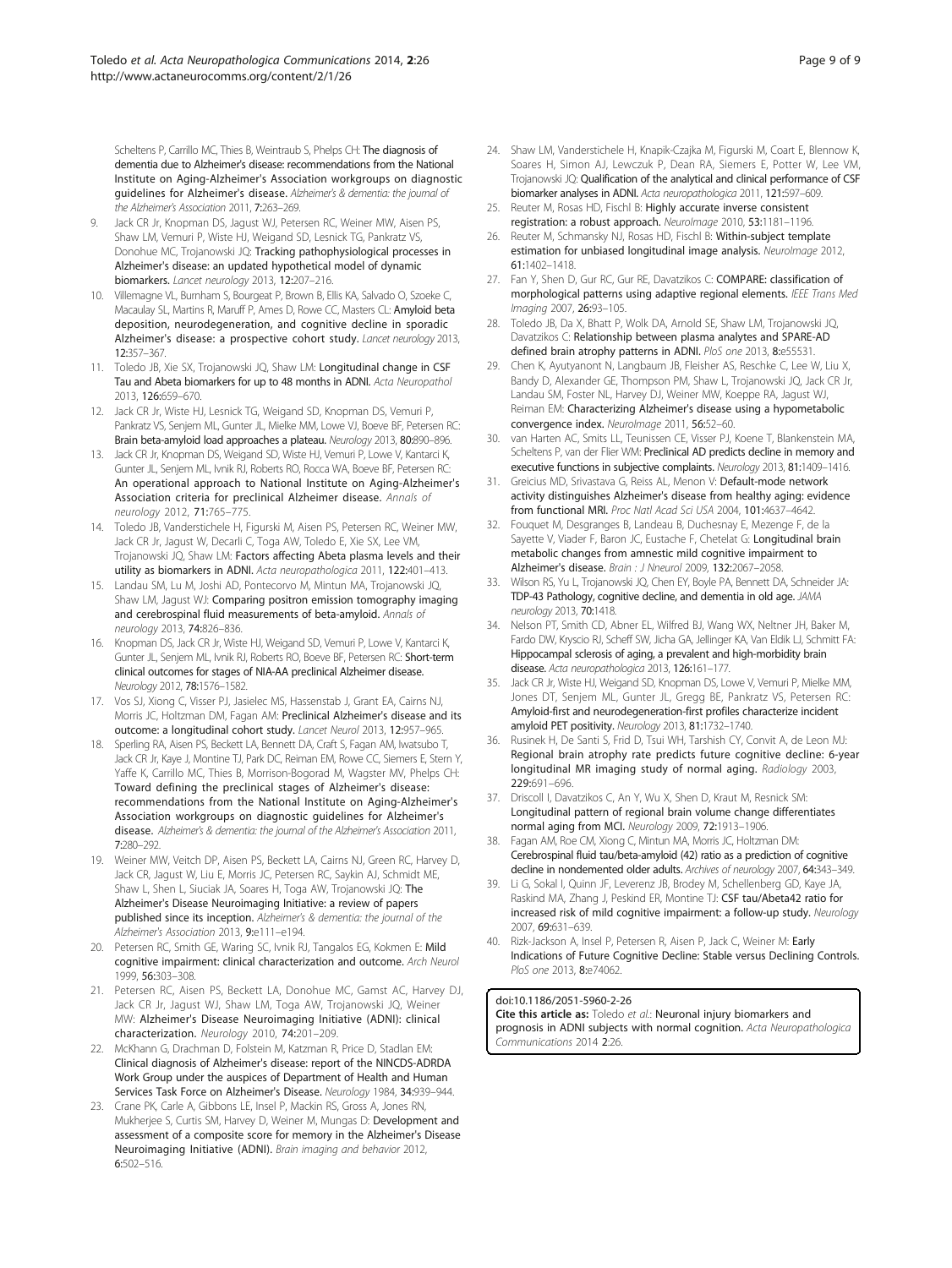Scheltens P, Carrillo MC, Thies B, Weintraub S, Phelps CH: **The diagnosis of dementia due to Alzheimer's disease: recommendations from the National Institute on Aging-Alzheimer's Association workgroups on diagnostic guidelines for Alzheimer's disease.** *Alzheimer's & dementia: the journal of the Alzheimer's Association* 2011, **7:**263–269.

9. Jack CR Jr, Knopman DS, Jagust WJ, Petersen RC, Weiner MW, Aisen PS, Shaw LM, Vemuri P, Wiste HJ, Weigand SD, Lesnick TG, Pankratz VS, Donohue MC, Trojanowski JQ: **Tracking pathophysiological processes in Alzheimer's disease: an updated hypothetical model of dynamic biomarkers.** *Lancet neurology* 2013, **12:**207–216.
10. Villemagne VL, Burnham S, Bourgeat P, Brown B, Ellis KA, Salvado O, Szoeke C, Macaulay SL, Martins R, Maruff P, Ames D, Rowe CC, Masters CL: **Amyloid beta deposition, neurodegeneration, and cognitive decline in sporadic Alzheimer's disease: a prospective cohort study.** *Lancet neurology* 2013, **12:**357–367.
11. Toledo JB, Xie SX, Trojanowski JQ, Shaw LM: **Longitudinal change in CSF Tau and Abeta biomarkers for up to 48 months in ADNI.** *Acta Neuropathol* 2013, **126:**659–670.
12. Jack CR Jr, Wiste HJ, Lesnick TG, Weigand SD, Knopman DS, Vemuri P, Pankratz VS, Senjem ML, Gunter JL, Mielke MM, Lowe VJ, Boeve BF, Petersen RC: **Brain beta-amyloid load approaches a plateau.** *Neurology* 2013, **80:**890–896.
13. Jack CR Jr, Knopman DS, Weigand SD, Wiste HJ, Vemuri P, Lowe V, Kantarci K, Gunter JL, Senjem ML, Ivnik RJ, Roberts RO, Rocca WA, Boeve BF, Petersen RC: **An operational approach to National Institute on Aging-Alzheimer's Association criteria for preclinical Alzheimer disease.** *Annals of neurology* 2012, **71:**765–775.
14. Toledo JB, Vanderstichele H, Figurski M, Aisen PS, Petersen RC, Weiner MW, Jack CR Jr, Jagust W, Decarli C, Toga AW, Toledo E, Xie SX, Lee VM, Trojanowski JQ, Shaw LM: **Factors affecting Abeta plasma levels and their utility as biomarkers in ADNI.** *Acta neuropathologica* 2011, **122:**401–413.
15. Landau SM, Lu M, Joshi AD, Pontecorvo M, Mintun MA, Trojanowski JQ, Shaw LM, Jagust WJ: **Comparing positron emission tomography imaging and cerebrospinal fluid measurements of beta-amyloid.** *Annals of neurology* 2013, **74:**826–836.
16. Knopman DS, Jack CR Jr, Wiste HJ, Weigand SD, Vemuri P, Lowe V, Kantarci K, Gunter JL, Senjem ML, Ivnik RJ, Roberts RO, Boeve BF, Petersen RC: **Short-term clinical outcomes for stages of NIA-AA preclinical Alzheimer disease.** *Neurology* 2012, **78:**1576–1582.
17. Vos SJ, Xiong C, Visser PJ, Jasielec MS, Hassenstab J, Grant EA, Cairns NJ, Morris JC, Holtzman DM, Fagan AM: **Preclinical Alzheimer's disease and its outcome: a longitudinal cohort study.** *Lancet Neurol* 2013, **12:**957–965.
18. Sperling RA, Aisen PS, Beckett LA, Bennett DA, Craft S, Fagan AM, Iwatsubo T, Jack CR Jr, Kaye J, Montine TJ, Park DC, Reiman EM, Rowe CC, Siemers E, Stern Y, Yaffe K, Carrillo MC, Thies B, Morrison-Bogorad M, Wagster MV, Phelps CH: **Toward defining the preclinical stages of Alzheimer's disease: recommendations from the National Institute on Aging-Alzheimer's Association workgroups on diagnostic guidelines for Alzheimer's disease.** *Alzheimer's & dementia: the journal of the Alzheimer's Association* 2011, **7:**280–292.
19. Weiner MW, Veitch DP, Aisen PS, Beckett LA, Cairns NJ, Green RC, Harvey D, Jack CR, Jagust W, Liu E, Morris JC, Petersen RC, Saykin AJ, Schmidt ME, Shaw L, Shen L, Siuciak JA, Soares H, Toga AW, Trojanowski JQ: **The Alzheimer's Disease Neuroimaging Initiative: a review of papers published since its inception.** *Alzheimer's & dementia: the journal of the Alzheimer's Association* 2013, **9:**e111–e194.
20. Petersen RC, Smith GE, Waring SC, Ivnik RJ, Tangalos EG, Kokmen E: **Mild cognitive impairment: clinical characterization and outcome.** *Arch Neurol* 1999, **56:**303–308.
21. Petersen RC, Aisen PS, Beckett LA, Donohue MC, Gamst AC, Harvey DJ, Jack CR Jr, Jagust WJ, Shaw LM, Toga AW, Trojanowski JQ, Weiner MW: **Alzheimer's Disease Neuroimaging Initiative (ADNI): clinical characterization.** *Neurology* 2010, **74:**201–209.
22. McKhann G, Drachman D, Folstein M, Katzman R, Price D, Stadlan EM: **Clinical diagnosis of Alzheimer's disease: report of the NINCDS-ADRDA Work Group under the auspices of Department of Health and Human Services Task Force on Alzheimer's Disease.** *Neurology* 1984, **34:**939–944.
23. Crane PK, Carle A, Gibbons LE, Insel P, Mackin RS, Gross A, Jones RN, Mukherjee S, Curtis SM, Harvey D, Weiner M, Mungas D: **Development and assessment of a composite score for memory in the Alzheimer's Disease Neuroimaging Initiative (ADNI).** *Brain imaging and behavior* 2012, **6:**502–516.
24. Shaw LM, Vanderstichele H, Knapik-Czajka M, Figurski M, Coart E, Blennow K, Soares H, Simon AJ, Lewczuk P, Dean RA, Siemers E, Potter W, Lee VM, Trojanowski JQ: **Qualification of the analytical and clinical performance of CSF biomarker analyses in ADNI.** *Acta neuropathologica* 2011, **121:**597–609.
25. Reuter M, Rosas HD, Fischl B: **Highly accurate inverse consistent registration: a robust approach.** *NeuroImage* 2010, **53:**1181–1196.
26. Reuter M, Schmansky NJ, Rosas HD, Fischl B: **Within-subject template estimation for unbiased longitudinal image analysis.** *NeuroImage* 2012, **61:**1402–1418.
27. Fan Y, Shen D, Gur RC, Gur RE, Davatzikos C: **COMPARE: classification of morphological patterns using adaptive regional elements.** *IEEE Trans Med Imaging* 2007, **26:**93–105.
28. Toledo JB, Da X, Bhatt P, Wolk DA, Arnold SE, Shaw LM, Trojanowski JQ, Davatzikos C: **Relationship between plasma analytes and SPARE-AD defined brain atrophy patterns in ADNI.** *PloS one* 2013, **8:**e55531.
29. Chen K, Ayutyanont N, Langbaum JB, Fleisher AS, Reschke C, Lee W, Liu X, Bandy D, Alexander GE, Thompson PM, Shaw L, Trojanowski JQ, Jack CR Jr, Landau SM, Foster NL, Harvey DJ, Weiner MW, Koeppe RA, Jagust WJ, Reiman EM: **Characterizing Alzheimer's disease using a hypometabolic convergence index.** *NeuroImage* 2011, **56:**52–60.
30. van Harten AC, Smits LL, Teunissen CE, Visser PJ, Koene T, Blankenstein MA, Scheltens P, van der Flier WM: **Preclinical AD predicts decline in memory and executive functions in subjective complaints.** *Neurology* 2013, **81:**1409–1416.
31. Greicius MD, Srivastava G, Reiss AL, Menon V: **Default-mode network activity distinguishes Alzheimer's disease from healthy aging: evidence from functional MRI.** *Proc Natl Acad Sci USA* 2004, **101:**4637–4642.
32. Fouquet M, Desgranges B, Landeau B, Duchesnay E, Mezenge F, de la Sayette V, Viader F, Baron JC, Eustache F, Chetelat G: **Longitudinal brain metabolic changes from amnestic mild cognitive impairment to Alzheimer's disease.** *Brain : J Nneurol* 2009, **132:**2067–2058.
33. Wilson RS, Yu L, Trojanowski JQ, Chen EY, Boyle PA, Bennett DA, Schneider JA: **TDP-43 Pathology, cognitive decline, and dementia in old age.** *JAMA neurology* 2013, **70:**1418.
34. Nelson PT, Smith CD, Abner EL, Wilfred BJ, Wang WX, Neltner JH, Baker M, Fardo DW, Kryscio RJ, Scheff SW, Jicha GA, Jellinger KA, Van Eldik LJ, Schmitt FA: **Hippocampal sclerosis of aging, a prevalent and high-morbidity brain disease.** *Acta neuropathologica* 2013, **126:**161–177.
35. Jack CR Jr, Wiste HJ, Weigand SD, Knopman DS, Lowe V, Vemuri P, Mielke MM, Jones DT, Senjem ML, Gunter JL, Gregg BE, Pankratz VS, Petersen RC: **Amyloid-first and neurodegeneration-first profiles characterize incident amyloid PET positivity.** *Neurology* 2013, **81:**1732–1740.
36. Rusinek H, De Santi S, Frid D, Tsui WH, Tarshish CY, Convit A, de Leon MJ: **Regional brain atrophy rate predicts future cognitive decline: 6-year longitudinal MR imaging study of normal aging.** *Radiology* 2003, **229:**691–696.
37. Driscoll I, Davatzikos C, An Y, Wu X, Shen D, Kraut M, Resnick SM: **Longitudinal pattern of regional brain volume change differentiates normal aging from MCI.** *Neurology* 2009, **72:**1913–1906.
38. Fagan AM, Roe CM, Xiong C, Mintun MA, Morris JC, Holtzman DM: **Cerebrospinal fluid tau/beta-amyloid (42) ratio as a prediction of cognitive decline in nondemented older adults.** *Archives of neurology* 2007, **64:**343–349.
39. Li G, Sokal I, Quinn JF, Leverenz JB, Brodey M, Schellenberg GD, Kaye JA, Raskind MA, Zhang J, Peskind ER, Montine TJ: **CSF tau/Abeta42 ratio for increased risk of mild cognitive impairment: a follow-up study.** *Neurology* 2007, **69:**631–639.
40. Rizk-Jackson A, Insel P, Petersen R, Aisen P, Jack C, Weiner M: **Early Indications of Future Cognitive Decline: Stable versus Declining Controls.** *PloS one* 2013, **8:**e74062.

doi:10.1186/2051-5960-2-26

**Cite this article as:** Toledo *et al.*: Neuronal injury biomarkers and prognosis in ADNI subjects with normal cognition. *Acta Neuropathologica Communications* 2014 **2**:26.